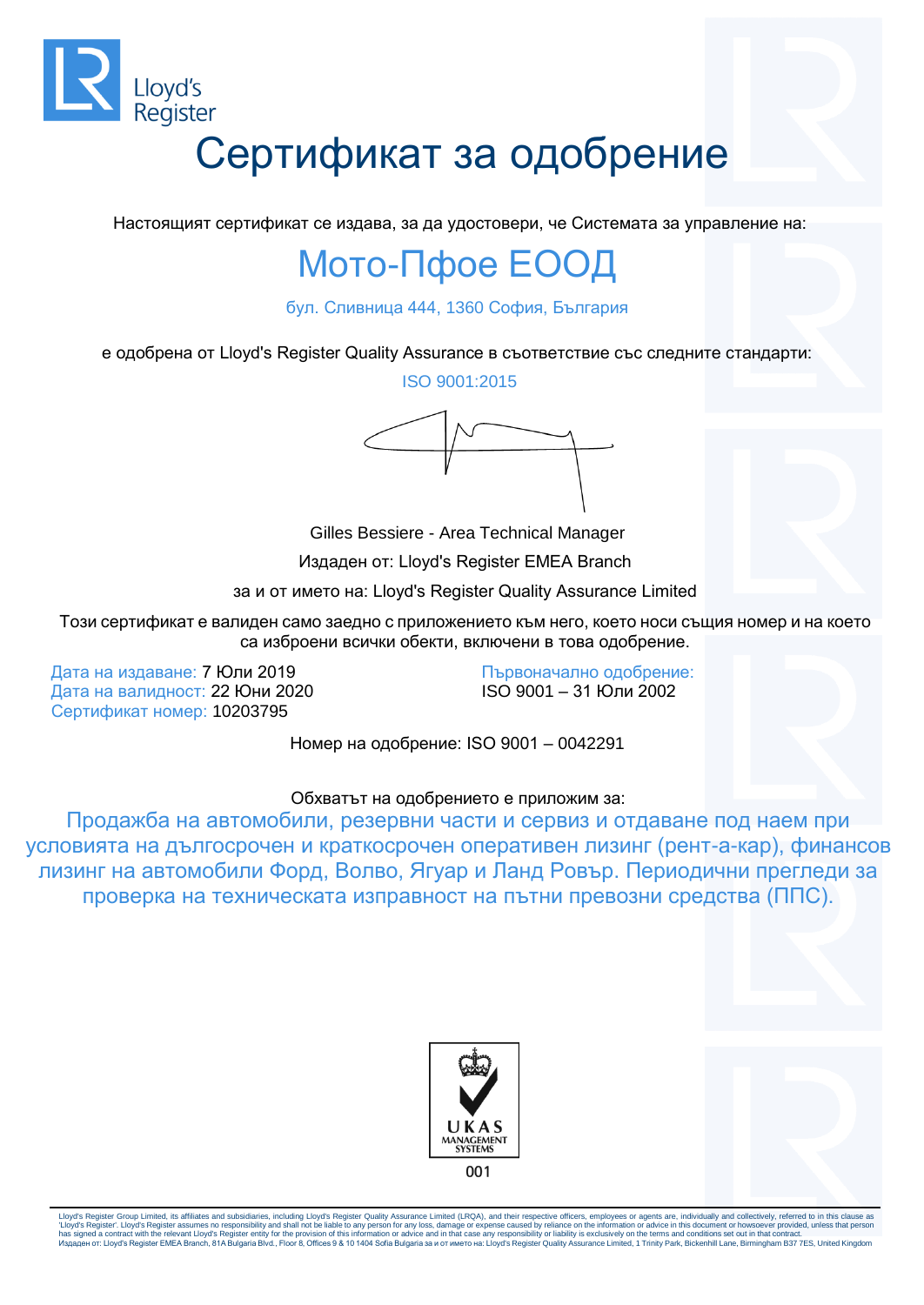Lloyd's Register

# Сертификат за одобрение

Настоящият сертификат се издава, за да удостовери, че Системата за управление на:

## Мото-Пфое ЕООД

бул. Сливница 444, 1360 София, България

е одобрена от Lloyd's Register Quality Assurance в съответствие със следните стандарти:

ISO 9001:2015

Gilles Bessiere - Area Technical Manager

Издаден от: Lloyd's Register EMEA Branch

за и от името на: Lloyd's Register Quality Assurance Limited

Този сертификат е валиден само заедно с приложението към него, което носи същия номер и на което са изброени всички обекти, включени в това одобрение.

Дата на издаване: 7 Юли 2019
Дата на валидност: 22 Юни 2020
Сертификат номер: 10203795

Първоначално одобрение:
ISO 9001 – 31 Юли 2002

Номер на одобрение: ISO 9001 – 0042291

Обхватът на одобрението е приложим за:

Продажба на автомобили, резервни части и сервиз и отдаване под наем при условията на дългосрочен и краткосрочен оперативен лизинг (рент-а-кар), финансов лизинг на автомобили Форд, Волво, Ягуар и Ланд Ровър. Периодични прегледи за проверка на техническата изправност на пътни превозни средства (ППС).

UKAS MANAGEMENT SYSTEMS
001

Lloyd's Register Group Limited, its affiliates and subsidiaries, including Lloyd's Register Quality Assurance Limited (LRQA), and their respective officers, employees or agents are, individually and collectively, referred to in this clause as 'Lloyd's Register'. Lloyd's Register assumes no responsibility and shall not be liable to any person for any loss, damage or expense caused by reliance on the information or advice in this document or howsoever provided, unless that person has signed a contract with the relevant Lloyd's Register entity for the provision of this information or advice and in that case any responsibility or liability is exclusively on the terms and conditions set out in that contract.
Издаден от: Lloyd's Register EMEA Branch, 81A Bulgaria Blvd., Floor 8, Offices 9 & 10 1404 Sofia Bulgaria за и от името на: Lloyd's Register Quality Assurance Limited, 1 Trinity Park, Bickenhill Lane, Birmingham B37 7ES, United Kingdom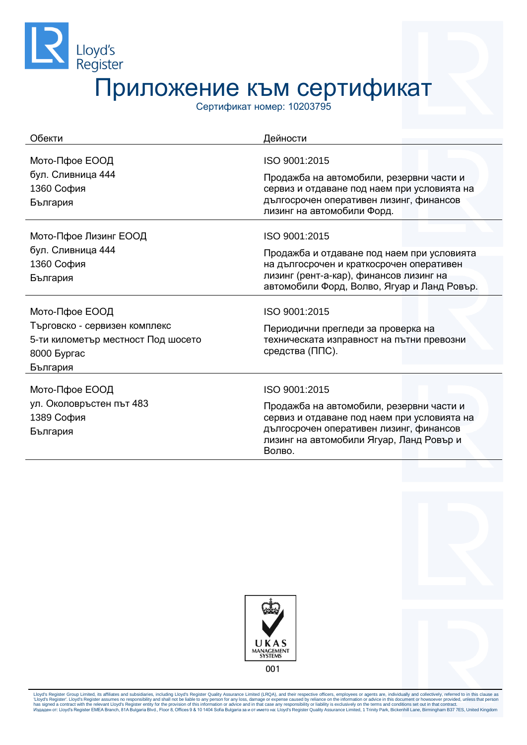Lloyd's Register

# Приложение към сертификат

Сертификат номер: 10203795

| Обекти | Дейности |
|---|---|
| Мото-Пфое ЕООД<br>бул. Сливница 444<br>1360 София<br>България | ISO 9001:2015<br><br>Продажба на автомобили, резервни части и сервиз и отдаване под наем при условията на дългосрочен оперативен лизинг, финансов лизинг на автомобили Форд. |
| Мото-Пфое Лизинг ЕООД<br>бул. Сливница 444<br>1360 София<br>България | ISO 9001:2015<br><br>Продажба и отдаване под наем при условията на дългосрочен и краткосрочен оперативен лизинг (рент-а-кар), финансов лизинг на автомобили Форд, Волво, Ягуар и Ланд Ровър. |
| Мото-Пфое ЕООД<br>Търговско - сервизен комплекс<br>5-ти километър местност Под шосето<br>8000 Бургас<br>България | ISO 9001:2015<br><br>Периодични прегледи за проверка на техническата изправност на пътни превозни средства (ППС). |
| Мото-Пфое ЕООД<br>ул. Околовръстен път 483<br>1389 София<br>България | ISO 9001:2015<br><br>Продажба на автомобили, резервни части и сервиз и отдаване под наем при условията на дългосрочен оперативен лизинг, финансов лизинг на автомобили Ягуар, Ланд Ровър и Волво. |

UKAS MANAGEMENT SYSTEMS

001

Lloyd's Register Group Limited, its affiliates and subsidiaries, including Lloyd's Register Quality Assurance Limited (LRQA), and their respective officers, employees or agents are, individually and collectively, referred to in this clause as 'Lloyd's Register'. Lloyd's Register assumes no responsibility and shall not be liable to any person for any loss, damage or expense caused by reliance on the information or advice in this document or howsoever provided, unless that person has signed a contract with the relevant Lloyd's Register entity for the provision of this information or advice and in that case any responsibility or liability is exclusively on the terms and conditions set out in that contract.
Издаден от: Lloyd's Register EMEA Branch, 81A Bulgaria Blvd., Floor 8, Offices 9 & 10 1404 Sofia Bulgaria за и от името на: Lloyd's Register Quality Assurance Limited, 1 Trinity Park, Bickenhill Lane, Birmingham B37 7ES, United Kingdom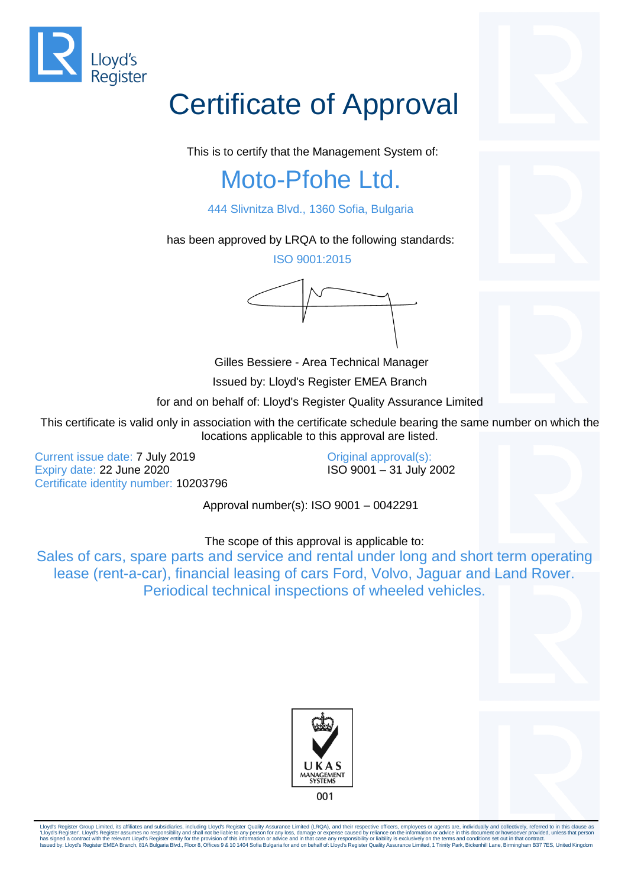Lloyd's Register

# Certificate of Approval

This is to certify that the Management System of:

## Moto-Pfohe Ltd.

444 Slivnitza Blvd., 1360 Sofia, Bulgaria

has been approved by LRQA to the following standards:

ISO 9001:2015

Gilles Bessiere - Area Technical Manager

Issued by: Lloyd's Register EMEA Branch

for and on behalf of: Lloyd's Register Quality Assurance Limited

This certificate is valid only in association with the certificate schedule bearing the same number on which the locations applicable to this approval are listed.

Current issue date: 7 July 2019
Expiry date: 22 June 2020
Certificate identity number: 10203796

Original approval(s):
ISO 9001 – 31 July 2002

Approval number(s): ISO 9001 – 0042291

The scope of this approval is applicable to:

Sales of cars, spare parts and service and rental under long and short term operating lease (rent-a-car), financial leasing of cars Ford, Volvo, Jaguar and Land Rover. Periodical technical inspections of wheeled vehicles.

UKAS MANAGEMENT SYSTEMS
001

Lloyd's Register Group Limited, its affiliates and subsidiaries, including Lloyd's Register Quality Assurance Limited (LRQA), and their respective officers, employees or agents are, individually and collectively, referred to in this clause as 'Lloyd's Register'. Lloyd's Register assumes no responsibility and shall not be liable to any person for any loss, damage or expense caused by reliance on the information or advice in this document or howsoever provided, unless that person has signed a contract with the relevant Lloyd's Register entity for the provision of this information or advice and in that case any responsibility or liability is exclusively on the terms and conditions set out in that contract.
Issued by: Lloyd's Register EMEA Branch, 81A Bulgaria Blvd., Floor 8, Offices 9 & 10 1404 Sofia Bulgaria for and on behalf of: Lloyd's Register Quality Assurance Limited, 1 Trinity Park, Bickenhill Lane, Birmingham B37 7ES, United Kingdom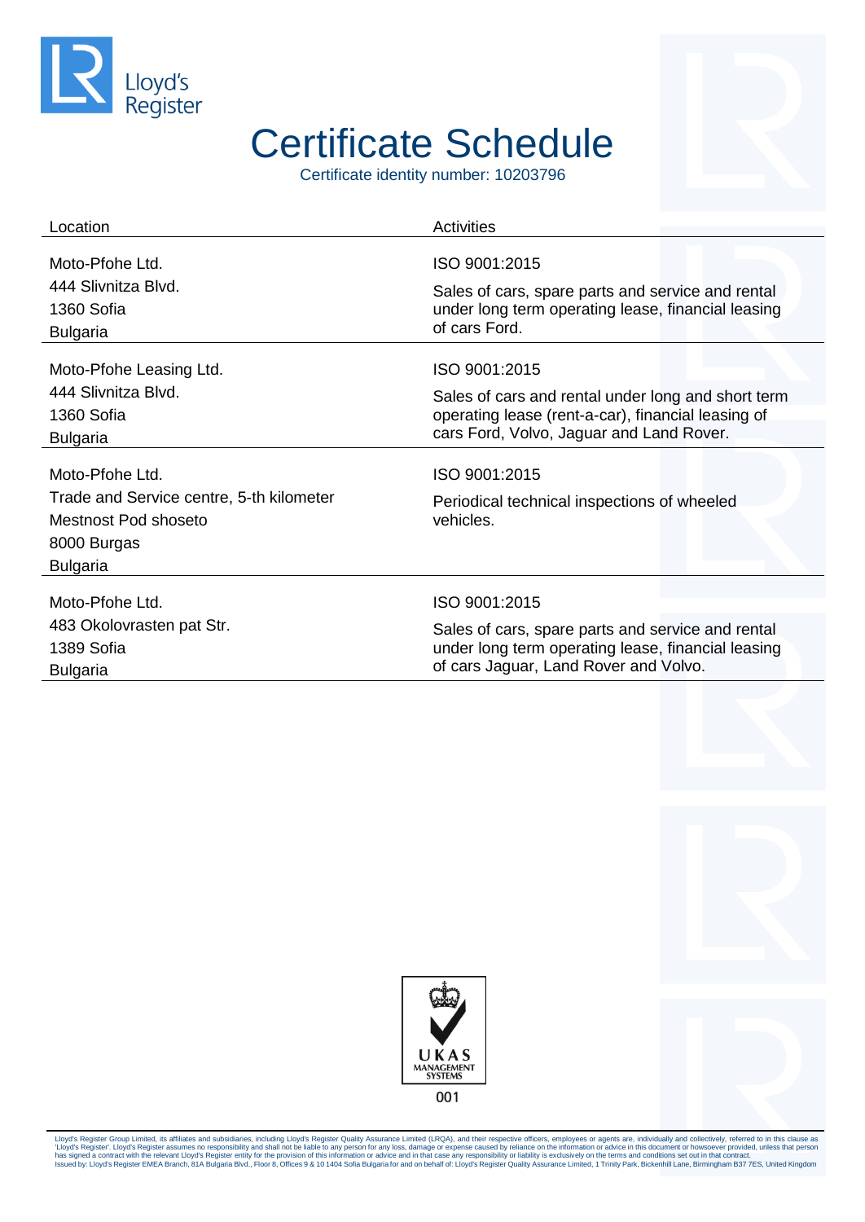# Certificate Schedule

Certificate identity number: 10203796

| Location | Activities |
|---|---|
| Moto-Pfohe Ltd.<br>444 Slivnitza Blvd.<br>1360 Sofia<br>Bulgaria | ISO 9001:2015<br>Sales of cars, spare parts and service and rental under long term operating lease, financial leasing of cars Ford. |
| Moto-Pfohe Leasing Ltd.<br>444 Slivnitza Blvd.<br>1360 Sofia<br>Bulgaria | ISO 9001:2015<br>Sales of cars and rental under long and short term operating lease (rent-a-car), financial leasing of cars Ford, Volvo, Jaguar and Land Rover. |
| Moto-Pfohe Ltd.<br>Trade and Service centre, 5-th kilometer<br>Mestnost Pod shoseto<br>8000 Burgas<br>Bulgaria | ISO 9001:2015<br>Periodical technical inspections of wheeled vehicles. |
| Moto-Pfohe Ltd.<br>483 Okolovrasten pat Str.<br>1389 Sofia<br>Bulgaria | ISO 9001:2015<br>Sales of cars, spare parts and service and rental under long term operating lease, financial leasing of cars Jaguar, Land Rover and Volvo. |

UKAS MANAGEMENT SYSTEMS

001

Lloyd's Register Group Limited, its affiliates and subsidiaries, including Lloyd's Register Quality Assurance Limited (LRQA), and their respective officers, employees or agents are, individually and collectively, referred to in this clause as 'Lloyd's Register'. Lloyd's Register assumes no responsibility and shall not be liable to any person for any loss, damage or expense caused by reliance on the information or advice in this document or howsoever provided, unless that person has signed a contract with the relevant Lloyd's Register entity for the provision of this information or advice and in that case any responsibility or liability is exclusively on the terms and conditions set out in that contract.
Issued by: Lloyd's Register EMEA Branch, 81A Bulgaria Blvd., Floor 8, Offices 9 & 10 1404 Sofia Bulgaria for and on behalf of: Lloyd's Register Quality Assurance Limited, 1 Trinity Park, Bickenhill Lane, Birmingham B37 7ES, United Kingdom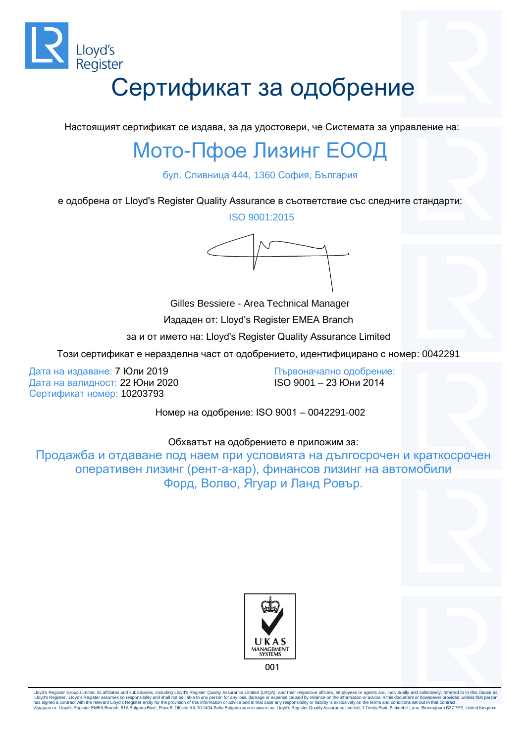Lloyd's Register

# Сертификат за одобрение

Настоящият сертификат се издава, за да удостовери, че Системата за управление на:

## Мото-Пфое Лизинг ЕООД

бул. Сливница 444, 1360 София, България

е одобрена от Lloyd's Register Quality Assurance в съответствие със следните стандарти:

ISO 9001:2015

Gilles Bessiere - Area Technical Manager

Издаден от: Lloyd's Register EMEA Branch

за и от името на: Lloyd's Register Quality Assurance Limited

Този сертификат е неразделна част от одобрението, идентифицирано с номер: 0042291

Дата на издаване: 7 Юли 2019
Дата на валидност: 22 Юни 2020
Сертификат номер: 10203793

Първоначално одобрение:
ISO 9001 – 23 Юни 2014

Номер на одобрение: ISO 9001 – 0042291-002

Обхватът на одобрението е приложим за:

Продажба и отдаване под наем при условията на дългосрочен и краткосрочен оперативен лизинг (рент-а-кар), финансов лизинг на автомобили Форд, Волво, Ягуар и Ланд Ровър.

UKAS MANAGEMENT SYSTEMS
001

Lloyd's Register Group Limited, its affiliates and subsidiaries, including Lloyd's Register Quality Assurance Limited (LRQA), and their respective officers, employees or agents are, individually and collectively, referred to in this clause as 'Lloyd's Register'. Lloyd's Register assumes no responsibility and shall not be liable to any person for any loss, damage or expense caused by reliance on the information or advice in this document or howsoever provided, unless that person has signed a contract with the relevant Lloyd's Register entity for the provision of this information or advice and in that case any responsibility or liability is exclusively on the terms and conditions set out in that contract.
Издаден от: Lloyd's Register EMEA Branch, 81A Bulgaria Blvd., Floor 8, Offices 9 & 10 1404 Sofia Bulgaria за и от името на: Lloyd's Register Quality Assurance Limited, 1 Trinity Park, Bickenhill Lane, Birmingham B37 7ES, United Kingdom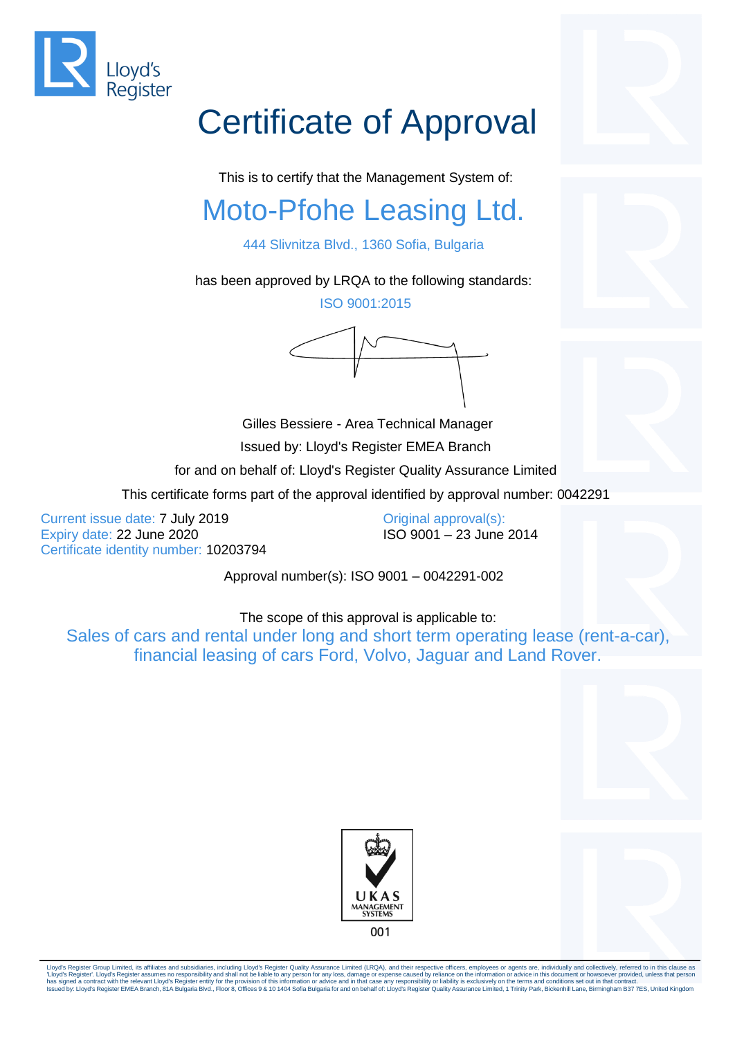Lloyd's Register

# Certificate of Approval

This is to certify that the Management System of:

## Moto-Pfohe Leasing Ltd.

444 Slivnitza Blvd., 1360 Sofia, Bulgaria

has been approved by LRQA to the following standards:

ISO 9001:2015

Gilles Bessiere - Area Technical Manager

Issued by: Lloyd's Register EMEA Branch

for and on behalf of: Lloyd's Register Quality Assurance Limited

This certificate forms part of the approval identified by approval number: 0042291

Current issue date: 7 July 2019
Expiry date: 22 June 2020
Certificate identity number: 10203794

Original approval(s):
ISO 9001 – 23 June 2014

Approval number(s): ISO 9001 – 0042291-002

The scope of this approval is applicable to:

Sales of cars and rental under long and short term operating lease (rent-a-car), financial leasing of cars Ford, Volvo, Jaguar and Land Rover.

UKAS MANAGEMENT SYSTEMS

001

Lloyd's Register Group Limited, its affiliates and subsidiaries, including Lloyd's Register Quality Assurance Limited (LRQA), and their respective officers, employees or agents are, individually and collectively, referred to in this clause as 'Lloyd's Register'. Lloyd's Register assumes no responsibility and shall not be liable to any person for any loss, damage or expense caused by reliance on the information or advice in this document or howsoever provided, unless that person has signed a contract with the relevant Lloyd's Register entity for the provision of this information or advice and in that case any responsibility or liability is exclusively on the terms and conditions set out in that contract.
Issued by: Lloyd's Register EMEA Branch, 81A Bulgaria Blvd., Floor 8, Offices 9 & 10 1404 Sofia Bulgaria for and on behalf of: Lloyd's Register Quality Assurance Limited, 1 Trinity Park, Bickenhill Lane, Birmingham B37 7ES, United Kingdom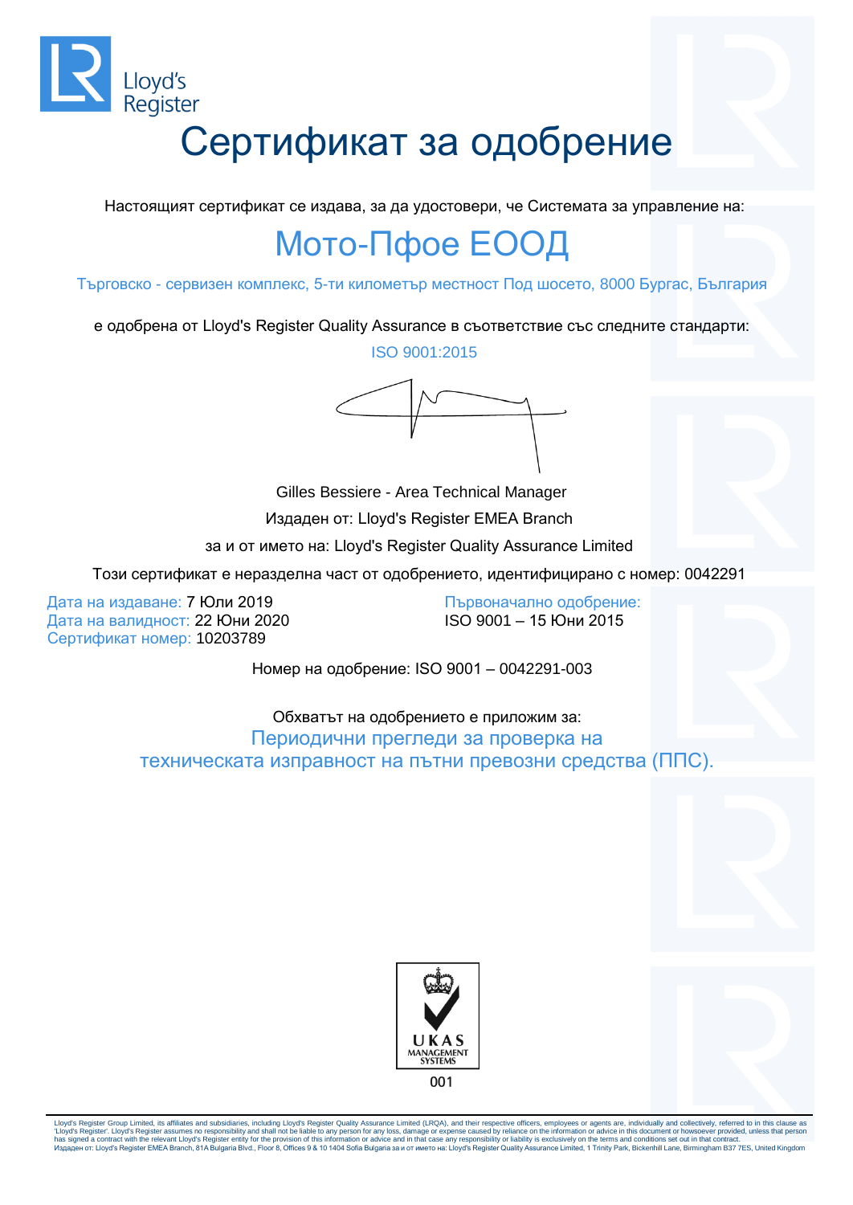Lloyd's Register

# Сертификат за одобрение

Настоящият сертификат се издава, за да удостовери, че Системата за управление на:

## Мото-Пфое ЕООД

Търговско - сервизен комплекс, 5-ти километър местност Под шосето, 8000 Бургас, България

е одобрена от Lloyd's Register Quality Assurance в съответствие със следните стандарти:

ISO 9001:2015

Gilles Bessiere - Area Technical Manager

Издаден от: Lloyd's Register EMEA Branch

за и от името на: Lloyd's Register Quality Assurance Limited

Този сертификат е неразделна част от одобрението, идентифицирано с номер: 0042291

Дата на издаване: 7 Юли 2019
Дата на валидност: 22 Юни 2020
Сертификат номер: 10203789

Първоначално одобрение:
ISO 9001 – 15 Юни 2015

Номер на одобрение: ISO 9001 – 0042291-003

Обхватът на одобрението е приложим за:

Периодични прегледи за проверка на техническата изправност на пътни превозни средства (ППС).

UKAS MANAGEMENT SYSTEMS
001

Lloyd's Register Group Limited, its affiliates and subsidiaries, including Lloyd's Register Quality Assurance Limited (LRQA), and their respective officers, employees or agents are, individually and collectively, referred to in this clause as 'Lloyd's Register'. Lloyd's Register assumes no responsibility and shall not be liable to any person for any loss, damage or expense caused by reliance on the information or advice in this document or howsoever provided, unless that person has signed a contract with the relevant Lloyd's Register entity for the provision of this information or advice and in that case any responsibility or liability is exclusively on the terms and conditions set out in that contract.
Издаден от: Lloyd's Register EMEA Branch, 81A Bulgaria Blvd., Floor 8, Offices 9 & 10 1404 Sofia Bulgaria за и от името на: Lloyd's Register Quality Assurance Limited, 1 Trinity Park, Bickenhill Lane, Birmingham B37 7ES, United Kingdom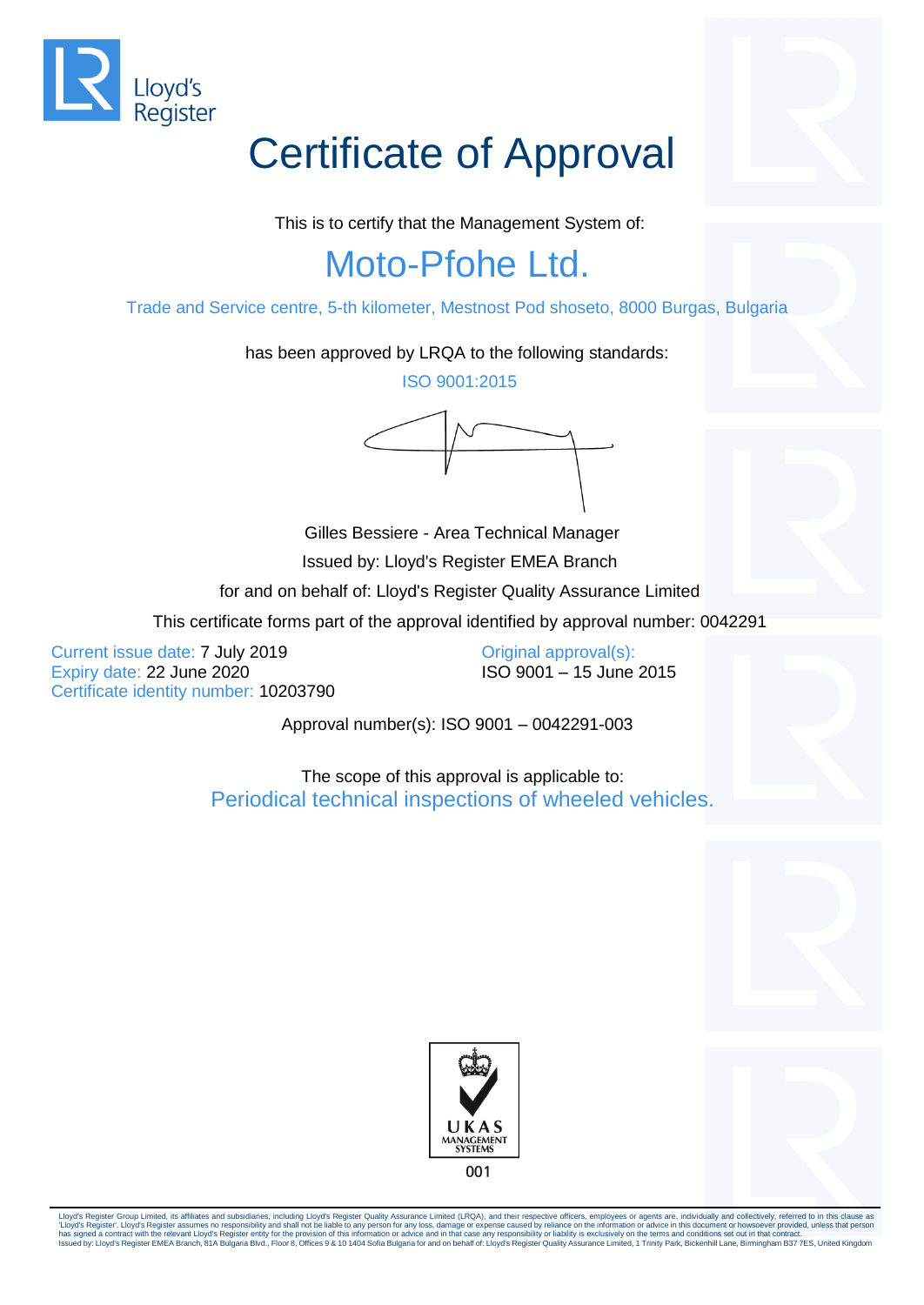Lloyd's Register

# Certificate of Approval

This is to certify that the Management System of:

## Moto-Pfohe Ltd.

Trade and Service centre, 5-th kilometer, Mestnost Pod shoseto, 8000 Burgas, Bulgaria

has been approved by LRQA to the following standards:

ISO 9001:2015

Gilles Bessiere - Area Technical Manager

Issued by: Lloyd's Register EMEA Branch

for and on behalf of: Lloyd's Register Quality Assurance Limited

This certificate forms part of the approval identified by approval number: 0042291

Current issue date: 7 July 2019

Expiry date: 22 June 2020

Certificate identity number: 10203790

Original approval(s):

ISO 9001 – 15 June 2015

Approval number(s): ISO 9001 – 0042291-003

The scope of this approval is applicable to:

Periodical technical inspections of wheeled vehicles.

UKAS MANAGEMENT SYSTEMS

001

Lloyd's Register Group Limited, its affiliates and subsidiaries, including Lloyd's Register Quality Assurance Limited (LRQA), and their respective officers, employees or agents are, individually and collectively, referred to in this clause as 'Lloyd's Register'. Lloyd's Register assumes no responsibility and shall not be liable to any person for any loss, damage or expense caused by reliance on the information or advice in this document or howsoever provided, unless that person has signed a contract with the relevant Lloyd's Register entity for the provision of this information or advice and in that case any responsibility or liability is exclusively on the terms and conditions set out in that contract.
Issued by: Lloyd's Register EMEA Branch, 81A Bulgaria Blvd., Floor 8, Offices 9 & 10 1404 Sofia Bulgaria for and on behalf of: Lloyd's Register Quality Assurance Limited, 1 Trinity Park, Bickenhill Lane, Birmingham B37 7ES, United Kingdom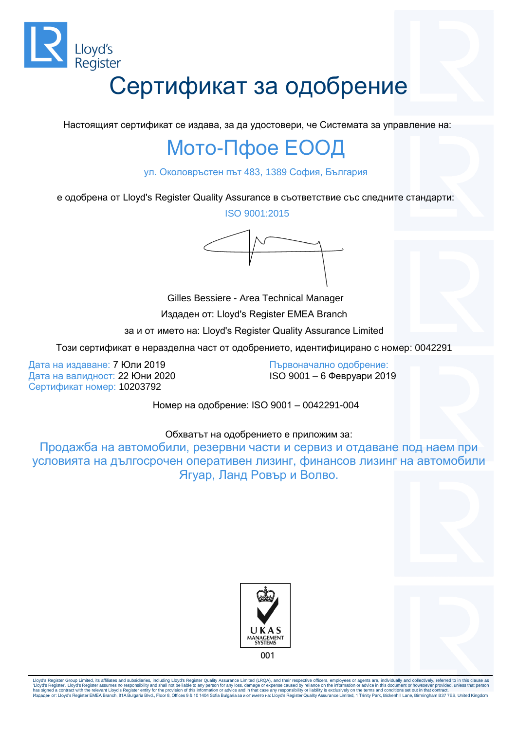Lloyd's Register

# Сертификат за одобрение

Настоящият сертификат се издава, за да удостовери, че Системата за управление на:

## Мото-Пфое ЕООД

ул. Околовръстен път 483, 1389 София, България

е одобрена от Lloyd's Register Quality Assurance в съответствие със следните стандарти:

ISO 9001:2015

Gilles Bessiere - Area Technical Manager

Издаден от: Lloyd's Register EMEA Branch

за и от името на: Lloyd's Register Quality Assurance Limited

Този сертификат е неразделна част от одобрението, идентифицирано с номер: 0042291

Дата на издаване: 7 Юли 2019
Дата на валидност: 22 Юни 2020
Сертификат номер: 10203792

Първоначално одобрение:
ISO 9001 – 6 Февруари 2019

Номер на одобрение: ISO 9001 – 0042291-004

Обхватът на одобрението е приложим за:

Продажба на автомобили, резервни части и сервиз и отдаване под наем при условията на дългосрочен оперативен лизинг, финансов лизинг на автомобили Ягуар, Ланд Ровър и Волво.

UKAS MANAGEMENT SYSTEMS

001

Lloyd's Register Group Limited, its affiliates and subsidiaries, including Lloyd's Register Quality Assurance Limited (LRQA), and their respective officers, employees or agents are, individually and collectively, referred to in this clause as 'Lloyd's Register'. Lloyd's Register assumes no responsibility and shall not be liable to any person for any loss, damage or expense caused by reliance on the information or advice in this document or howsoever provided, unless that person has signed a contract with the relevant Lloyd's Register entity for the provision of this information or advice and in that case any responsibility or liability is exclusively on the terms and conditions set out in that contract.
Издаден от: Lloyd's Register EMEA Branch, 81A Bulgaria Blvd., Floor 8, Offices 9 & 10 1404 Sofia Bulgaria за и от името на: Lloyd's Register Quality Assurance Limited, 1 Trinity Park, Bickenhill Lane, Birmingham B37 7ES, United Kingdom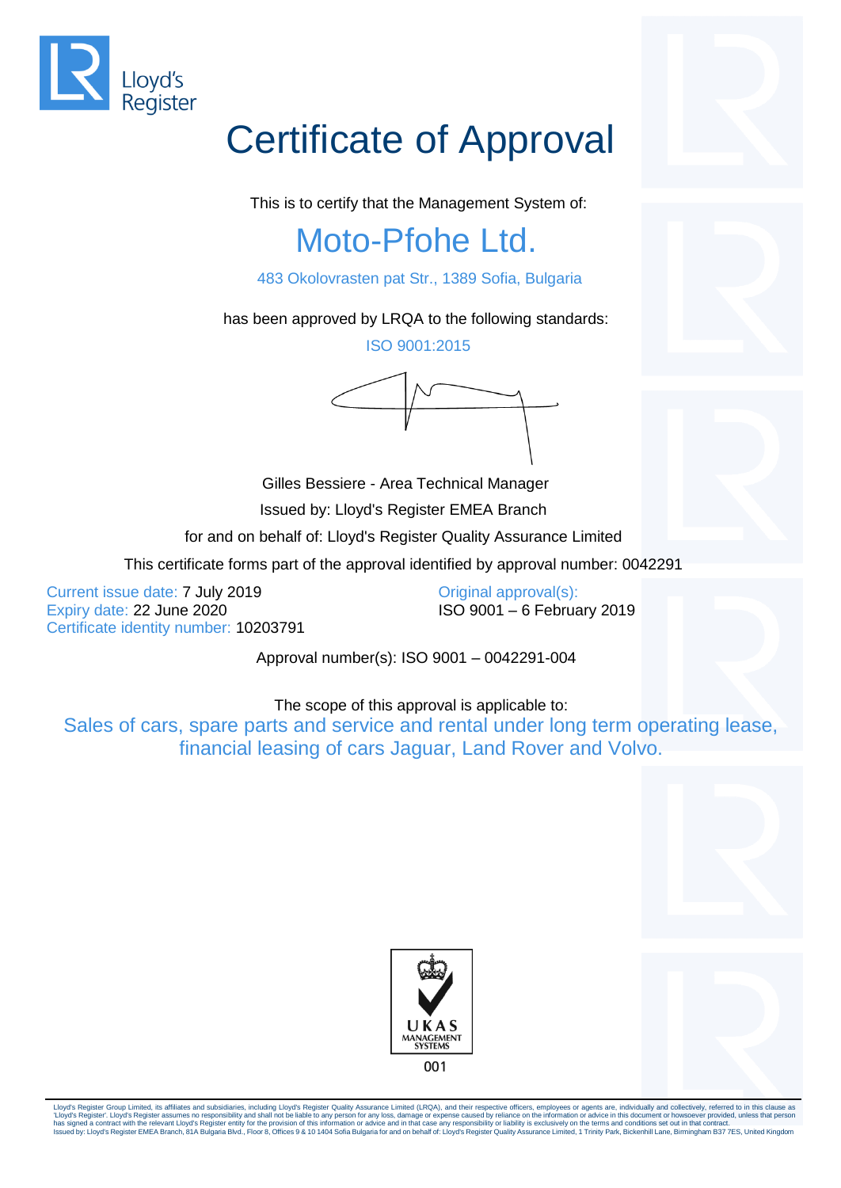Lloyd's Register

# Certificate of Approval

This is to certify that the Management System of:

## Moto-Pfohe Ltd.

483 Okolovrasten pat Str., 1389 Sofia, Bulgaria

has been approved by LRQA to the following standards:

ISO 9001:2015

Gilles Bessiere - Area Technical Manager

Issued by: Lloyd's Register EMEA Branch

for and on behalf of: Lloyd's Register Quality Assurance Limited

This certificate forms part of the approval identified by approval number: 0042291

Current issue date: 7 July 2019
Expiry date: 22 June 2020
Certificate identity number: 10203791

Original approval(s):
ISO 9001 – 6 February 2019

Approval number(s): ISO 9001 – 0042291-004

The scope of this approval is applicable to:

Sales of cars, spare parts and service and rental under long term operating lease, financial leasing of cars Jaguar, Land Rover and Volvo.

UKAS MANAGEMENT SYSTEMS

001

Lloyd's Register Group Limited, its affiliates and subsidiaries, including Lloyd's Register Quality Assurance Limited (LRQA), and their respective officers, employees or agents are, individually and collectively, referred to in this clause as 'Lloyd's Register'. Lloyd's Register assumes no responsibility and shall not be liable to any person for any loss, damage or expense caused by reliance on the information or advice in this document or howsoever provided, unless that person has signed a contract with the relevant Lloyd's Register entity for the provision of this information or advice and in that case any responsibility or liability is exclusively on the terms and conditions set out in that contract.
Issued by: Lloyd's Register EMEA Branch, 81A Bulgaria Blvd., Floor 8, Offices 9 & 10 1404 Sofia Bulgaria for and on behalf of: Lloyd's Register Quality Assurance Limited, 1 Trinity Park, Bickenhill Lane, Birmingham B37 7ES, United Kingdom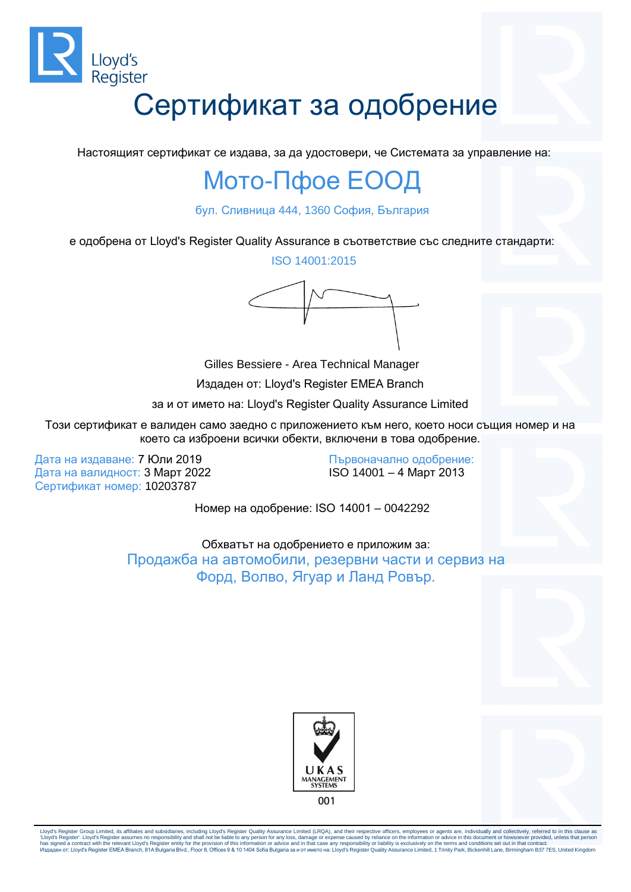Lloyd's Register

# Сертификат за одобрение

Настоящият сертификат се издава, за да удостовери, че Системата за управление на:

## Мото-Пфое ЕООД

бул. Сливница 444, 1360 София, България

е одобрена от Lloyd's Register Quality Assurance в съответствие със следните стандарти:

ISO 14001:2015

Gilles Bessiere - Area Technical Manager

Издаден от: Lloyd's Register EMEA Branch

за и от името на: Lloyd's Register Quality Assurance Limited

Този сертификат е валиден само заедно с приложението към него, което носи същия номер и на което са изброени всички обекти, включени в това одобрение.

Дата на издаване: 7 Юли 2019
Дата на валидност: 3 Март 2022
Сертификат номер: 10203787

Първоначално одобрение:
ISO 14001 – 4 Март 2013

Номер на одобрение: ISO 14001 – 0042292

Обхватът на одобрението е приложим за:

Продажба на автомобили, резервни части и сервиз на Форд, Волво, Ягуар и Ланд Ровър.

UKAS MANAGEMENT SYSTEMS
001

Lloyd's Register Group Limited, its affiliates and subsidiaries, including Lloyd's Register Quality Assurance Limited (LRQA), and their respective officers, employees or agents are, individually and collectively, referred to in this clause as 'Lloyd's Register'. Lloyd's Register assumes no responsibility and shall not be liable to any person for any loss, damage or expense caused by reliance on the information or advice in this document or howsoever provided, unless that person has signed a contract with the relevant Lloyd's Register entity for the provision of this information or advice and in that case any responsibility or liability is exclusively on the terms and conditions set out in that contract.
Издаден от: Lloyd's Register EMEA Branch, 81A Bulgaria Blvd., Floor 8, Offices 9 & 10 1404 Sofia Bulgaria за и от името на: Lloyd's Register Quality Assurance Limited, 1 Trinity Park, Bickenhill Lane, Birmingham B37 7ES, United Kingdom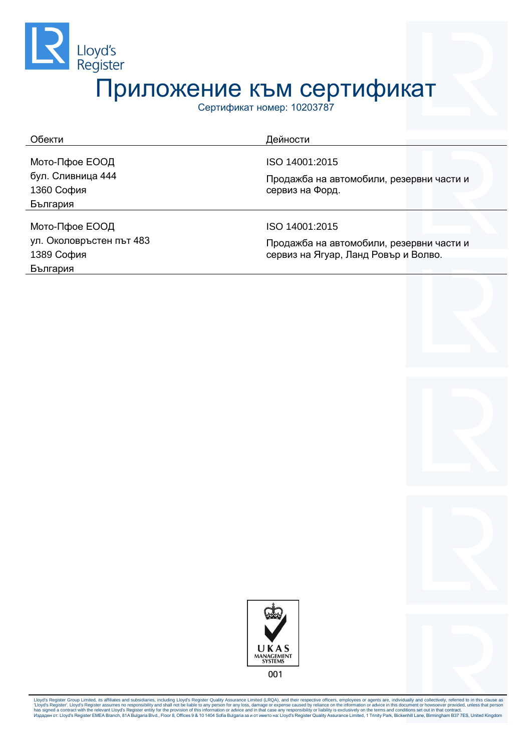Lloyd's Register

# Приложение към сертификат

Сертификат номер: 10203787

| Обекти | Дейности |
| --- | --- |
| Мото-Пфое ЕООД<br>бул. Сливница 444<br>1360 София<br>България | ISO 14001:2015<br>Продажба на автомобили, резервни части и сервиз на Форд. |
| Мото-Пфое ЕООД<br>ул. Околовръстен път 483<br>1389 София<br>България | ISO 14001:2015<br>Продажба на автомобили, резервни части и сервиз на Ягуар, Ланд Ровър и Волво. |

UKAS MANAGEMENT SYSTEMS
001

Lloyd's Register Group Limited, its affiliates and subsidiaries, including Lloyd's Register Quality Assurance Limited (LRQA), and their respective officers, employees or agents are, individually and collectively, referred to in this clause as 'Lloyd's Register'. Lloyd's Register assumes no responsibility and shall not be liable to any person for any loss, damage or expense caused by reliance on the information or advice in this document or howsoever provided, unless that person has signed a contract with the relevant Lloyd's Register entity for the provision of this information or advice and in that case any responsibility or liability is exclusively on the terms and conditions set out in that contract.
Издаден от: Lloyd's Register EMEA Branch, 81A Bulgaria Blvd., Floor 8, Offices 9 & 10 1404 Sofia Bulgaria за и от името на: Lloyd's Register Quality Assurance Limited, 1 Trinity Park, Bickenhill Lane, Birmingham B37 7ES, United Kingdom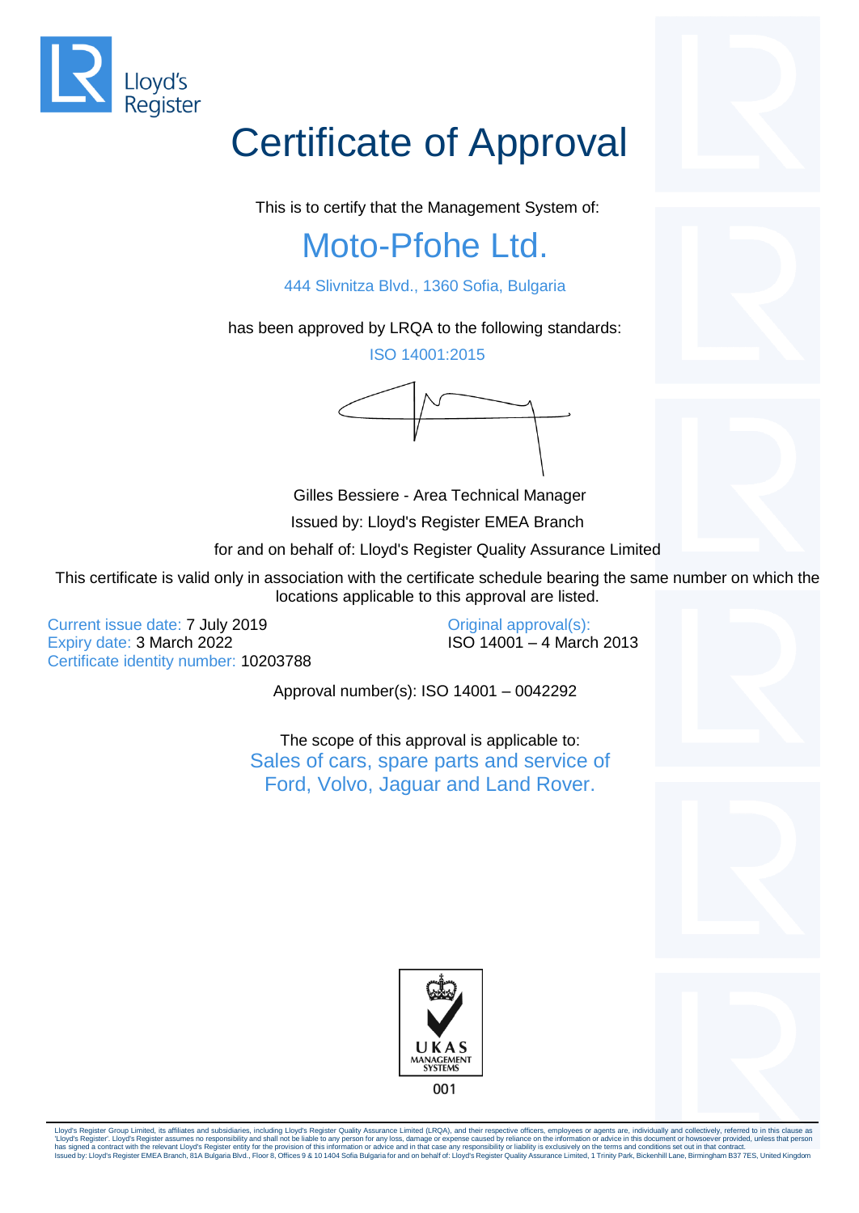Lloyd's Register

# Certificate of Approval

This is to certify that the Management System of:

## Moto-Pfohe Ltd.

444 Slivnitza Blvd., 1360 Sofia, Bulgaria

has been approved by LRQA to the following standards:

ISO 14001:2015

Gilles Bessiere - Area Technical Manager

Issued by: Lloyd's Register EMEA Branch

for and on behalf of: Lloyd's Register Quality Assurance Limited

This certificate is valid only in association with the certificate schedule bearing the same number on which the locations applicable to this approval are listed.

Current issue date: 7 July 2019
Expiry date: 3 March 2022
Certificate identity number: 10203788

Original approval(s):
ISO 14001 – 4 March 2013

Approval number(s): ISO 14001 – 0042292

The scope of this approval is applicable to:
Sales of cars, spare parts and service of Ford, Volvo, Jaguar and Land Rover.

UKAS MANAGEMENT SYSTEMS
001

Lloyd's Register Group Limited, its affiliates and subsidiaries, including Lloyd's Register Quality Assurance Limited (LRQA), and their respective officers, employees or agents are, individually and collectively, referred to in this clause as 'Lloyd's Register'. Lloyd's Register assumes no responsibility and shall not be liable to any person for any loss, damage or expense caused by reliance on the information or advice in this document or howsoever provided, unless that person has signed a contract with the relevant Lloyd's Register entity for the provision of this information or advice and in that case any responsibility or liability is exclusively on the terms and conditions set out in that contract.
Issued by: Lloyd's Register EMEA Branch, 81A Bulgaria Blvd., Floor 8, Offices 9 & 10 1404 Sofia Bulgaria for and on behalf of: Lloyd's Register Quality Assurance Limited, 1 Trinity Park, Bickenhill Lane, Birmingham B37 7ES, United Kingdom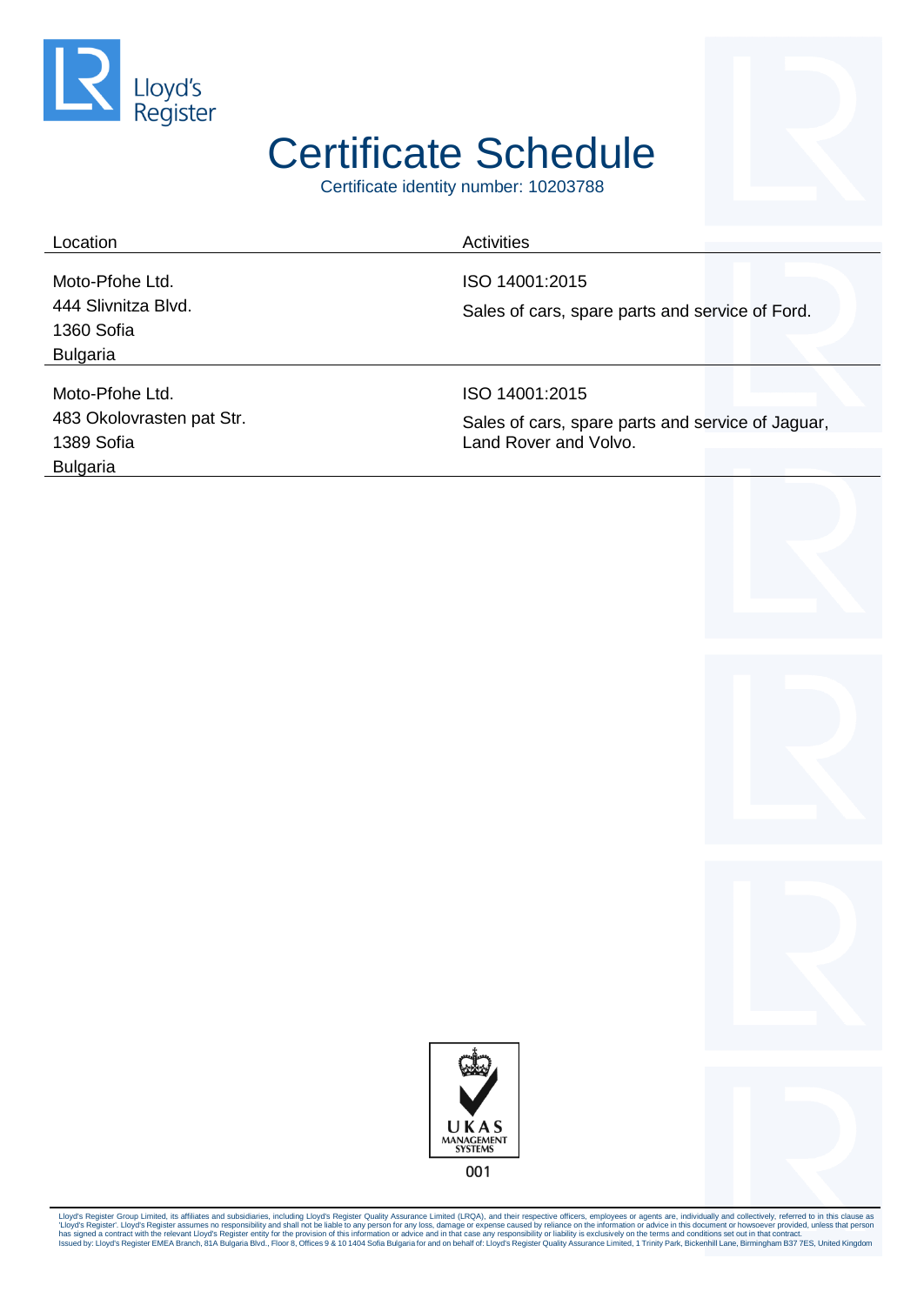# Certificate Schedule

Certificate identity number: 10203788

| Location | Activities |
| --- | --- |
| Moto-Pfohe Ltd.<br>444 Slivnitza Blvd.<br>1360 Sofia<br>Bulgaria | ISO 14001:2015<br>Sales of cars, spare parts and service of Ford. |
| Moto-Pfohe Ltd.<br>483 Okolovrasten pat Str.<br>1389 Sofia<br>Bulgaria | ISO 14001:2015<br>Sales of cars, spare parts and service of Jaguar, Land Rover and Volvo. |

UKAS MANAGEMENT SYSTEMS

001

Lloyd's Register Group Limited, its affiliates and subsidiaries, including Lloyd's Register Quality Assurance Limited (LRQA), and their respective officers, employees or agents are, individually and collectively, referred to in this clause as 'Lloyd's Register'. Lloyd's Register assumes no responsibility and shall not be liable to any person for any loss, damage or expense caused by reliance on the information or advice in this document or howsoever provided, unless that person has signed a contract with the relevant Lloyd's Register entity for the provision of this information or advice and in that case any responsibility or liability is exclusively on the terms and conditions set out in that contract.
Issued by: Lloyd's Register EMEA Branch, 81A Bulgaria Blvd., Floor 8, Offices 9 & 10 1404 Sofia Bulgaria for and on behalf of: Lloyd's Register Quality Assurance Limited, 1 Trinity Park, Bickenhill Lane, Birmingham B37 7ES, United Kingdom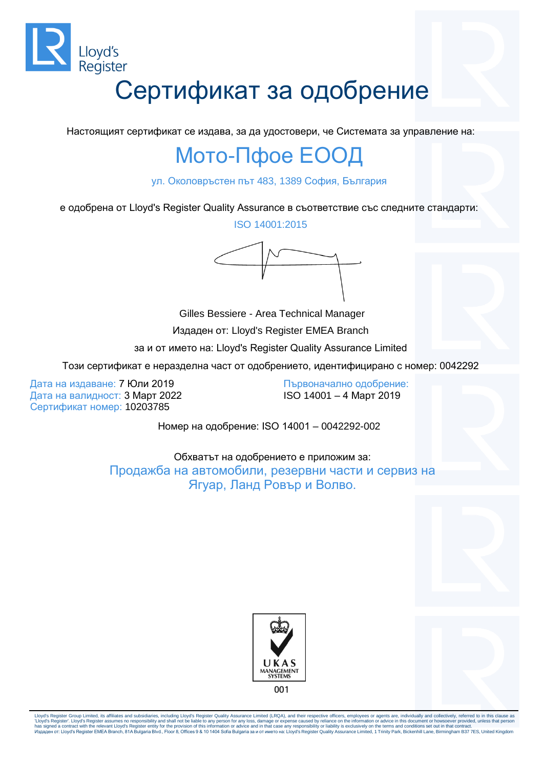Lloyd's Register

# Сертификат за одобрение

Настоящият сертификат се издава, за да удостовери, че Системата за управление на:

## Мото-Пфое ЕООД

ул. Околовръстен път 483, 1389 София, България

е одобрена от Lloyd's Register Quality Assurance в съответствие със следните стандарти:

ISO 14001:2015

Gilles Bessiere - Area Technical Manager

Издаден от: Lloyd's Register EMEA Branch

за и от името на: Lloyd's Register Quality Assurance Limited

Този сертификат е неразделна част от одобрението, идентифицирано с номер: 0042292

Дата на издаване: 7 Юли 2019
Дата на валидност: 3 Март 2022
Сертификат номер: 10203785

Първоначално одобрение:
ISO 14001 – 4 Март 2019

Номер на одобрение: ISO 14001 – 0042292-002

Обхватът на одобрението е приложим за:

Продажба на автомобили, резервни части и сервиз на Ягуар, Ланд Ровър и Волво.

UKAS MANAGEMENT SYSTEMS

001

Lloyd's Register Group Limited, its affiliates and subsidiaries, including Lloyd's Register Quality Assurance Limited (LRQA), and their respective officers, employees or agents are, individually and collectively, referred to in this clause as 'Lloyd's Register'. Lloyd's Register assumes no responsibility and shall not be liable to any person for any loss, damage or expense caused by reliance on the information or advice in this document or howsoever provided, unless that person has signed a contract with the relevant Lloyd's Register entity for the provision of this information or advice and in that case any responsibility or liability is exclusively on the terms and conditions set out in that contract.
Издаден от: Lloyd's Register EMEA Branch, 81A Bulgaria Blvd., Floor 8, Offices 9 & 10 1404 Sofia Bulgaria за и от името на: Lloyd's Register Quality Assurance Limited, 1 Trinity Park, Bickenhill Lane, Birmingham B37 7ES, United Kingdom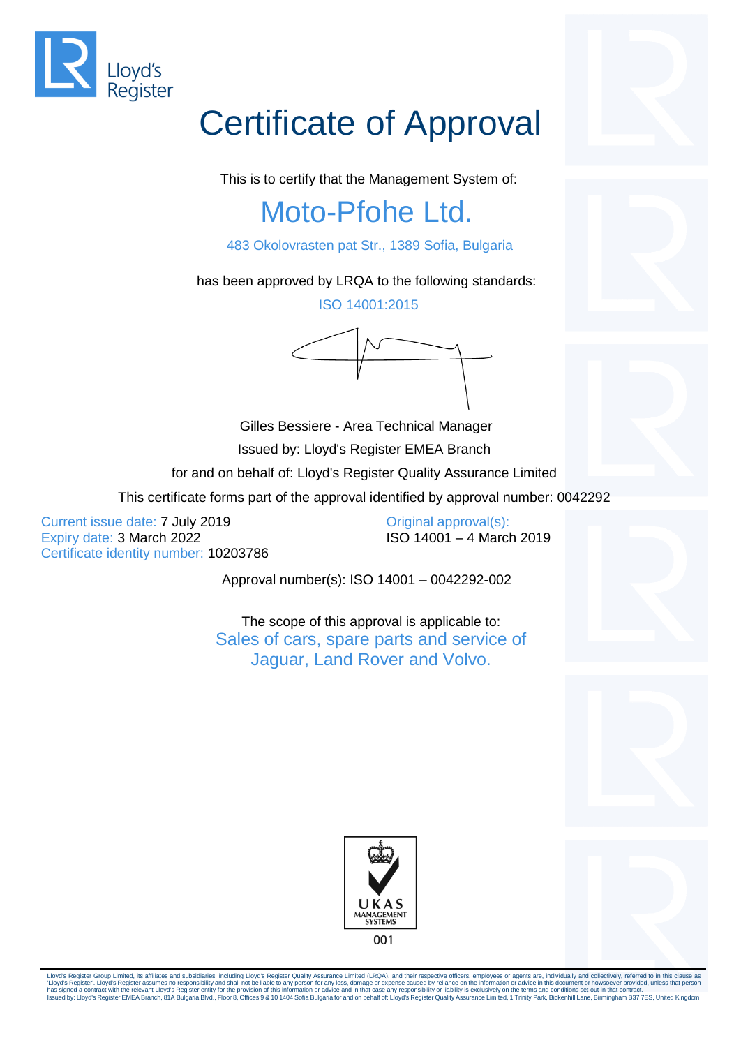Lloyd's Register

# Certificate of Approval

This is to certify that the Management System of:

## Moto-Pfohe Ltd.

483 Okolovrasten pat Str., 1389 Sofia, Bulgaria

has been approved by LRQA to the following standards:

ISO 14001:2015

Gilles Bessiere - Area Technical Manager

Issued by: Lloyd's Register EMEA Branch

for and on behalf of: Lloyd's Register Quality Assurance Limited

This certificate forms part of the approval identified by approval number: 0042292

Current issue date: 7 July 2019
Expiry date: 3 March 2022
Certificate identity number: 10203786

Original approval(s):
ISO 14001 – 4 March 2019

Approval number(s): ISO 14001 – 0042292-002

The scope of this approval is applicable to:
Sales of cars, spare parts and service of Jaguar, Land Rover and Volvo.

UKAS MANAGEMENT SYSTEMS
001

Lloyd's Register Group Limited, its affiliates and subsidiaries, including Lloyd's Register Quality Assurance Limited (LRQA), and their respective officers, employees or agents are, individually and collectively, referred to in this clause as 'Lloyd's Register'. Lloyd's Register assumes no responsibility and shall not be liable to any person for any loss, damage or expense caused by reliance on the information or advice in this document or howsoever provided, unless that person has signed a contract with the relevant Lloyd's Register entity for the provision of this information or advice and in that case any responsibility or liability is exclusively on the terms and conditions set out in that contract.
Issued by: Lloyd's Register EMEA Branch, 81A Bulgaria Blvd., Floor 8, Offices 9 & 10 1404 Sofia Bulgaria for and on behalf of: Lloyd's Register Quality Assurance Limited, 1 Trinity Park, Bickenhill Lane, Birmingham B37 7ES, United Kingdom